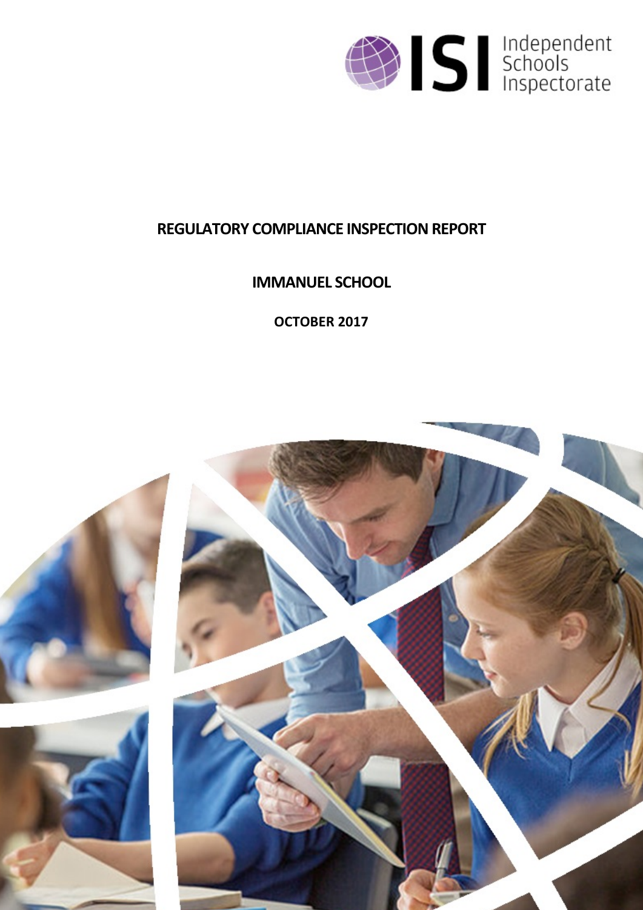# REGULATORY COMPLIANCE INSPECTION REPORT

## IMMANUEL SCHOOL

**OCTOBER 2017**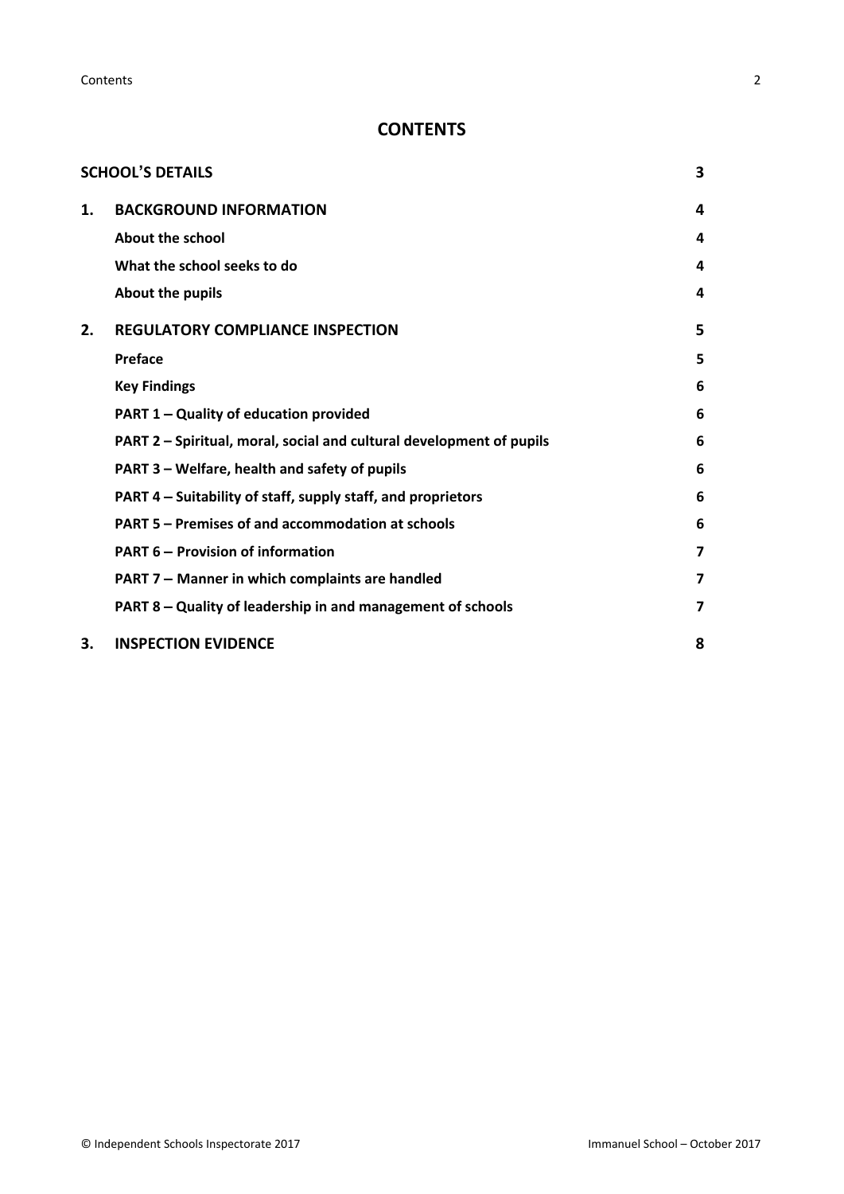# CONTENTS

| | | |
|---|---|---|
| **SCHOOL'S DETAILS** | | **3** |
| **1.** | **BACKGROUND INFORMATION** | **4** |
| | **About the school** | **4** |
| | **What the school seeks to do** | **4** |
| | **About the pupils** | **4** |
| **2.** | **REGULATORY COMPLIANCE INSPECTION** | **5** |
| | **Preface** | **5** |
| | **Key Findings** | **6** |
| | **PART 1 – Quality of education provided** | **6** |
| | **PART 2 – Spiritual, moral, social and cultural development of pupils** | **6** |
| | **PART 3 – Welfare, health and safety of pupils** | **6** |
| | **PART 4 – Suitability of staff, supply staff, and proprietors** | **6** |
| | **PART 5 – Premises of and accommodation at schools** | **6** |
| | **PART 6 – Provision of information** | **7** |
| | **PART 7 – Manner in which complaints are handled** | **7** |
| | **PART 8 – Quality of leadership in and management of schools** | **7** |
| **3.** | **INSPECTION EVIDENCE** | **8** |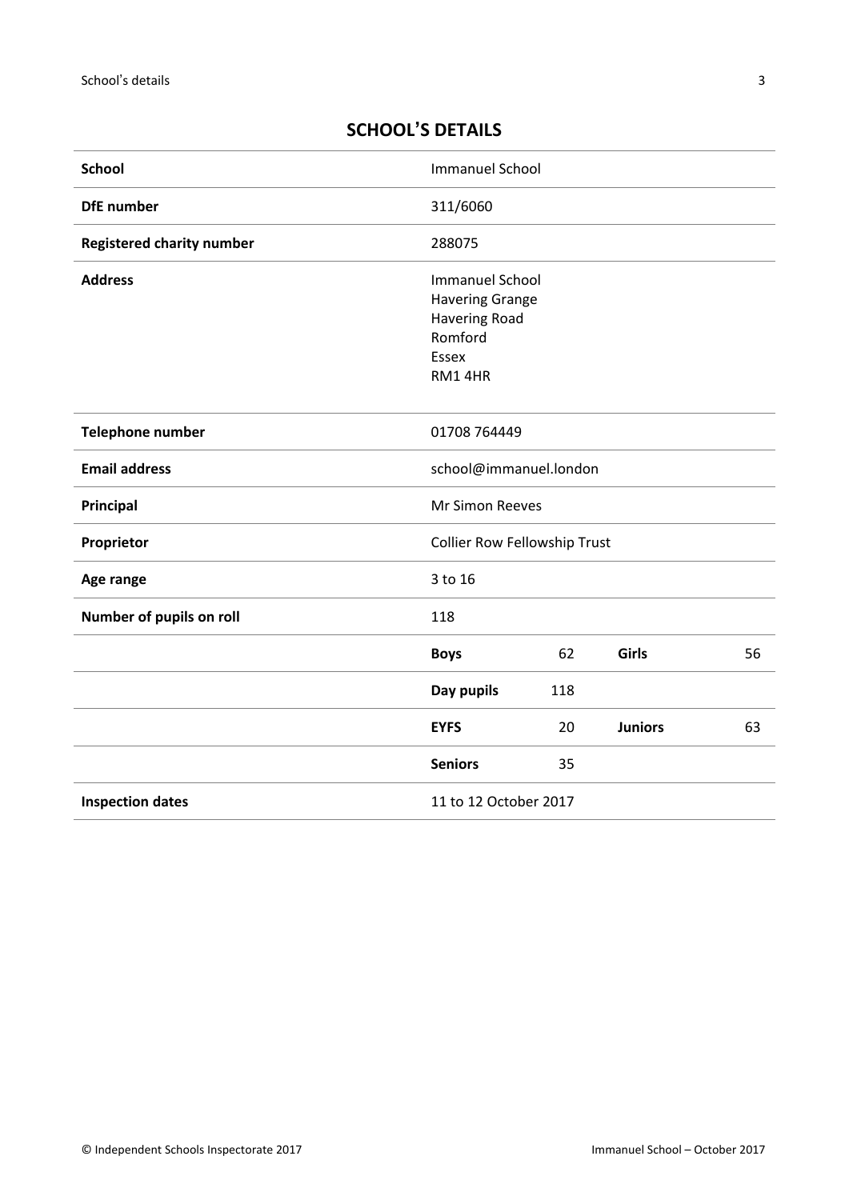## SCHOOL'S DETAILS

| | | | | |
|---|---|---|---|---|
| **School** | Immanuel School | | | |
| **DfE number** | 311/6060 | | | |
| **Registered charity number** | 288075 | | | |
| **Address** | Immanuel School<br>Havering Grange<br>Havering Road<br>Romford<br>Essex<br>RM1 4HR | | | |
| **Telephone number** | 01708 764449 | | | |
| **Email address** | school@immanuel.london | | | |
| **Principal** | Mr Simon Reeves | | | |
| **Proprietor** | Collier Row Fellowship Trust | | | |
| **Age range** | 3 to 16 | | | |
| **Number of pupils on roll** | 118 | | | |
| | **Boys** | 62 | **Girls** | 56 |
| | **Day pupils** | 118 | | |
| | **EYFS** | 20 | **Juniors** | 63 |
| | **Seniors** | 35 | | |
| **Inspection dates** | 11 to 12 October 2017 | | | |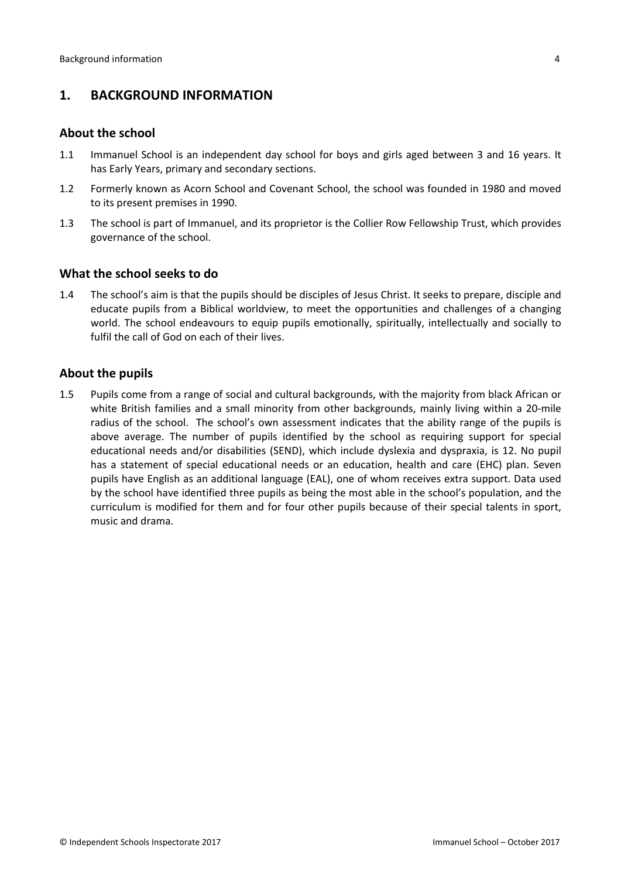## 1. BACKGROUND INFORMATION

### About the school

1.1 Immanuel School is an independent day school for boys and girls aged between 3 and 16 years. It has Early Years, primary and secondary sections.

1.2 Formerly known as Acorn School and Covenant School, the school was founded in 1980 and moved to its present premises in 1990.

1.3 The school is part of Immanuel, and its proprietor is the Collier Row Fellowship Trust, which provides governance of the school.

### What the school seeks to do

1.4 The school's aim is that the pupils should be disciples of Jesus Christ. It seeks to prepare, disciple and educate pupils from a Biblical worldview, to meet the opportunities and challenges of a changing world. The school endeavours to equip pupils emotionally, spiritually, intellectually and socially to fulfil the call of God on each of their lives.

### About the pupils

1.5 Pupils come from a range of social and cultural backgrounds, with the majority from black African or white British families and a small minority from other backgrounds, mainly living within a 20-mile radius of the school. The school's own assessment indicates that the ability range of the pupils is above average. The number of pupils identified by the school as requiring support for special educational needs and/or disabilities (SEND), which include dyslexia and dyspraxia, is 12. No pupil has a statement of special educational needs or an education, health and care (EHC) plan. Seven pupils have English as an additional language (EAL), one of whom receives extra support. Data used by the school have identified three pupils as being the most able in the school's population, and the curriculum is modified for them and for four other pupils because of their special talents in sport, music and drama.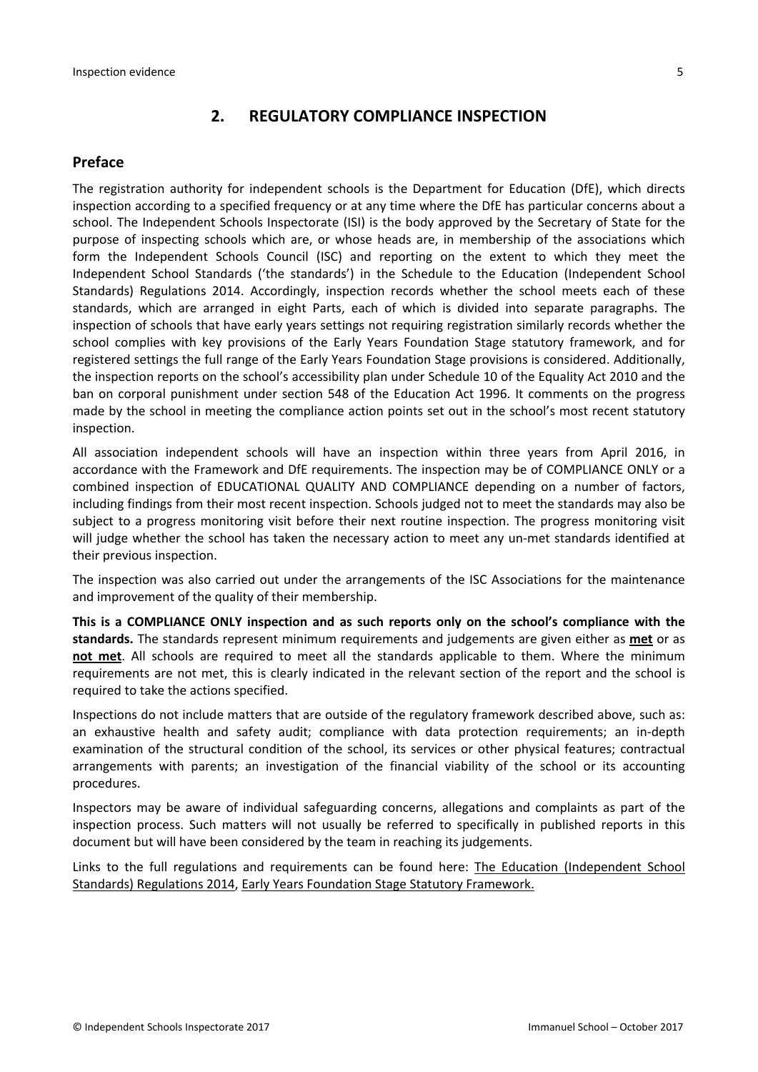## 2. REGULATORY COMPLIANCE INSPECTION

### Preface

The registration authority for independent schools is the Department for Education (DfE), which directs inspection according to a specified frequency or at any time where the DfE has particular concerns about a school. The Independent Schools Inspectorate (ISI) is the body approved by the Secretary of State for the purpose of inspecting schools which are, or whose heads are, in membership of the associations which form the Independent Schools Council (ISC) and reporting on the extent to which they meet the Independent School Standards ('the standards') in the Schedule to the Education (Independent School Standards) Regulations 2014. Accordingly, inspection records whether the school meets each of these standards, which are arranged in eight Parts, each of which is divided into separate paragraphs. The inspection of schools that have early years settings not requiring registration similarly records whether the school complies with key provisions of the Early Years Foundation Stage statutory framework, and for registered settings the full range of the Early Years Foundation Stage provisions is considered. Additionally, the inspection reports on the school's accessibility plan under Schedule 10 of the Equality Act 2010 and the ban on corporal punishment under section 548 of the Education Act 1996. It comments on the progress made by the school in meeting the compliance action points set out in the school's most recent statutory inspection.

All association independent schools will have an inspection within three years from April 2016, in accordance with the Framework and DfE requirements. The inspection may be of COMPLIANCE ONLY or a combined inspection of EDUCATIONAL QUALITY AND COMPLIANCE depending on a number of factors, including findings from their most recent inspection. Schools judged not to meet the standards may also be subject to a progress monitoring visit before their next routine inspection. The progress monitoring visit will judge whether the school has taken the necessary action to meet any un-met standards identified at their previous inspection.

The inspection was also carried out under the arrangements of the ISC Associations for the maintenance and improvement of the quality of their membership.

**This is a COMPLIANCE ONLY inspection and as such reports only on the school's compliance with the standards.** The standards represent minimum requirements and judgements are given either as **met** or as **not met**. All schools are required to meet all the standards applicable to them. Where the minimum requirements are not met, this is clearly indicated in the relevant section of the report and the school is required to take the actions specified.

Inspections do not include matters that are outside of the regulatory framework described above, such as: an exhaustive health and safety audit; compliance with data protection requirements; an in-depth examination of the structural condition of the school, its services or other physical features; contractual arrangements with parents; an investigation of the financial viability of the school or its accounting procedures.

Inspectors may be aware of individual safeguarding concerns, allegations and complaints as part of the inspection process. Such matters will not usually be referred to specifically in published reports in this document but will have been considered by the team in reaching its judgements.

Links to the full regulations and requirements can be found here: The Education (Independent School Standards) Regulations 2014, Early Years Foundation Stage Statutory Framework.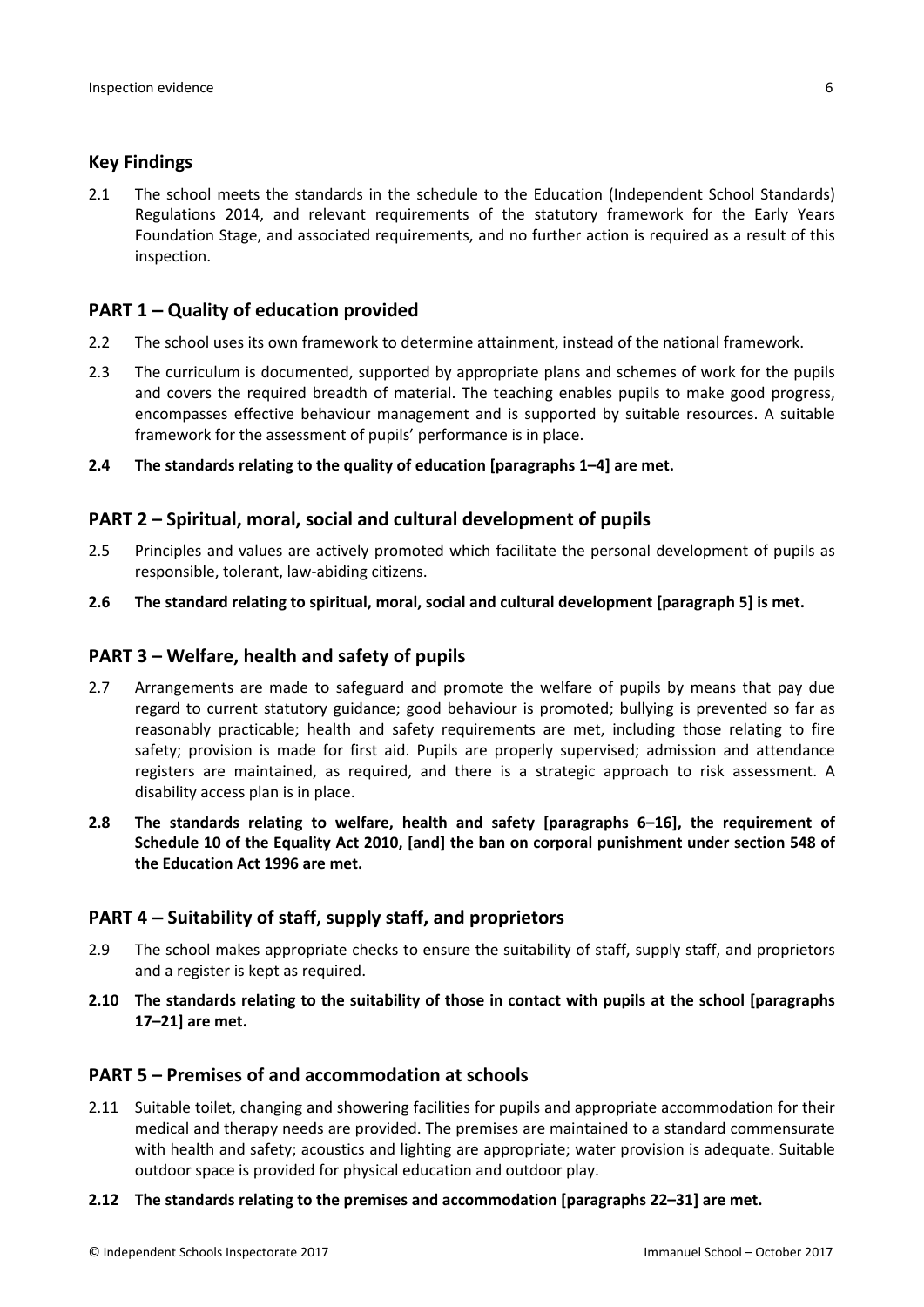## Key Findings

2.1 The school meets the standards in the schedule to the Education (Independent School Standards) Regulations 2014, and relevant requirements of the statutory framework for the Early Years Foundation Stage, and associated requirements, and no further action is required as a result of this inspection.

## PART 1 – Quality of education provided

2.2 The school uses its own framework to determine attainment, instead of the national framework.

2.3 The curriculum is documented, supported by appropriate plans and schemes of work for the pupils and covers the required breadth of material. The teaching enables pupils to make good progress, encompasses effective behaviour management and is supported by suitable resources. A suitable framework for the assessment of pupils' performance is in place.

**2.4 The standards relating to the quality of education [paragraphs 1–4] are met.**

## PART 2 – Spiritual, moral, social and cultural development of pupils

2.5 Principles and values are actively promoted which facilitate the personal development of pupils as responsible, tolerant, law-abiding citizens.

**2.6 The standard relating to spiritual, moral, social and cultural development [paragraph 5] is met.**

## PART 3 – Welfare, health and safety of pupils

2.7 Arrangements are made to safeguard and promote the welfare of pupils by means that pay due regard to current statutory guidance; good behaviour is promoted; bullying is prevented so far as reasonably practicable; health and safety requirements are met, including those relating to fire safety; provision is made for first aid. Pupils are properly supervised; admission and attendance registers are maintained, as required, and there is a strategic approach to risk assessment. A disability access plan is in place.

**2.8 The standards relating to welfare, health and safety [paragraphs 6–16], the requirement of Schedule 10 of the Equality Act 2010, [and] the ban on corporal punishment under section 548 of the Education Act 1996 are met.**

## PART 4 – Suitability of staff, supply staff, and proprietors

2.9 The school makes appropriate checks to ensure the suitability of staff, supply staff, and proprietors and a register is kept as required.

**2.10 The standards relating to the suitability of those in contact with pupils at the school [paragraphs 17–21] are met.**

## PART 5 – Premises of and accommodation at schools

2.11 Suitable toilet, changing and showering facilities for pupils and appropriate accommodation for their medical and therapy needs are provided. The premises are maintained to a standard commensurate with health and safety; acoustics and lighting are appropriate; water provision is adequate. Suitable outdoor space is provided for physical education and outdoor play.

**2.12 The standards relating to the premises and accommodation [paragraphs 22–31] are met.**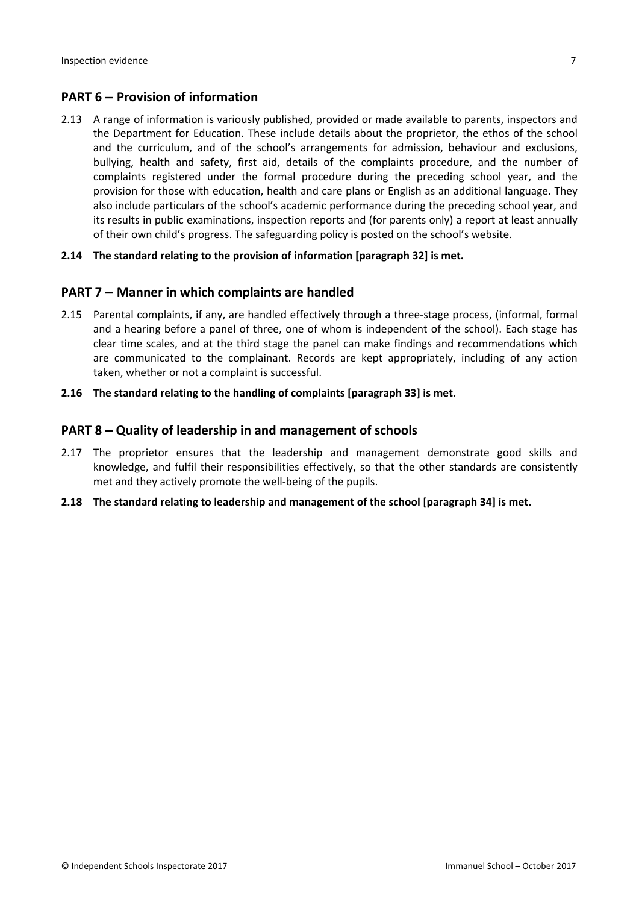## PART 6 – Provision of information

2.13 A range of information is variously published, provided or made available to parents, inspectors and the Department for Education. These include details about the proprietor, the ethos of the school and the curriculum, and of the school's arrangements for admission, behaviour and exclusions, bullying, health and safety, first aid, details of the complaints procedure, and the number of complaints registered under the formal procedure during the preceding school year, and the provision for those with education, health and care plans or English as an additional language. They also include particulars of the school's academic performance during the preceding school year, and its results in public examinations, inspection reports and (for parents only) a report at least annually of their own child's progress. The safeguarding policy is posted on the school's website.

**2.14 The standard relating to the provision of information [paragraph 32] is met.**

## PART 7 – Manner in which complaints are handled

2.15 Parental complaints, if any, are handled effectively through a three-stage process, (informal, formal and a hearing before a panel of three, one of whom is independent of the school). Each stage has clear time scales, and at the third stage the panel can make findings and recommendations which are communicated to the complainant. Records are kept appropriately, including of any action taken, whether or not a complaint is successful.

**2.16 The standard relating to the handling of complaints [paragraph 33] is met.**

## PART 8 – Quality of leadership in and management of schools

2.17 The proprietor ensures that the leadership and management demonstrate good skills and knowledge, and fulfil their responsibilities effectively, so that the other standards are consistently met and they actively promote the well-being of the pupils.

**2.18 The standard relating to leadership and management of the school [paragraph 34] is met.**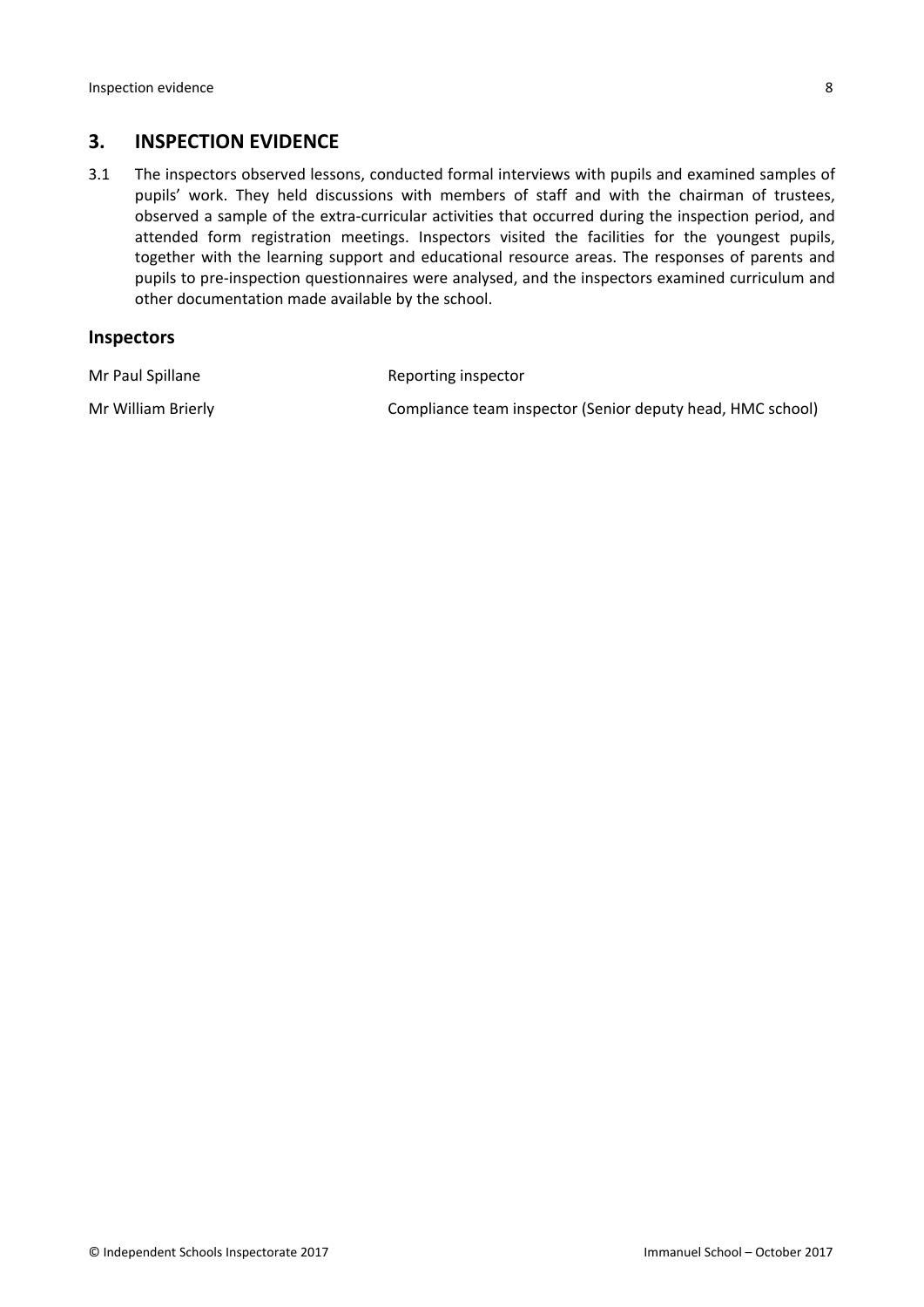## 3. INSPECTION EVIDENCE

3.1 The inspectors observed lessons, conducted formal interviews with pupils and examined samples of pupils' work. They held discussions with members of staff and with the chairman of trustees, observed a sample of the extra-curricular activities that occurred during the inspection period, and attended form registration meetings. Inspectors visited the facilities for the youngest pupils, together with the learning support and educational resource areas. The responses of parents and pupils to pre-inspection questionnaires were analysed, and the inspectors examined curriculum and other documentation made available by the school.

### Inspectors

| | |
|---|---|
| Mr Paul Spillane | Reporting inspector |
| Mr William Brierly | Compliance team inspector (Senior deputy head, HMC school) |